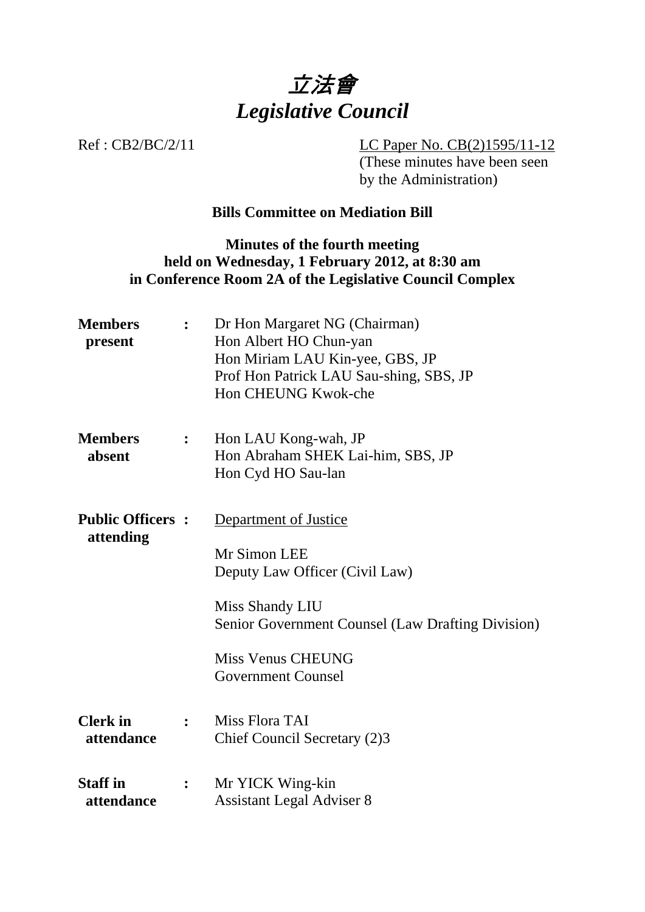# 立法會
# *Legislative Council*

Ref : CB2/BC/2/11

LC Paper No. CB(2)1595/11-12
(These minutes have been seen by the Administration)

**Bills Committee on Mediation Bill**

**Minutes of the fourth meeting held on Wednesday, 1 February 2012, at 8:30 am in Conference Room 2A of the Legislative Council Complex**

**Members present** : Dr Hon Margaret NG (Chairman)
Hon Albert HO Chun-yan
Hon Miriam LAU Kin-yee, GBS, JP
Prof Hon Patrick LAU Sau-shing, SBS, JP
Hon CHEUNG Kwok-che

**Members absent** : Hon LAU Kong-wah, JP
Hon Abraham SHEK Lai-him, SBS, JP
Hon Cyd HO Sau-lan

**Public Officers attending** : Department of Justice

Mr Simon LEE
Deputy Law Officer (Civil Law)

Miss Shandy LIU
Senior Government Counsel (Law Drafting Division)

Miss Venus CHEUNG
Government Counsel

**Clerk in attendance** : Miss Flora TAI
Chief Council Secretary (2)3

**Staff in attendance** : Mr YICK Wing-kin
Assistant Legal Adviser 8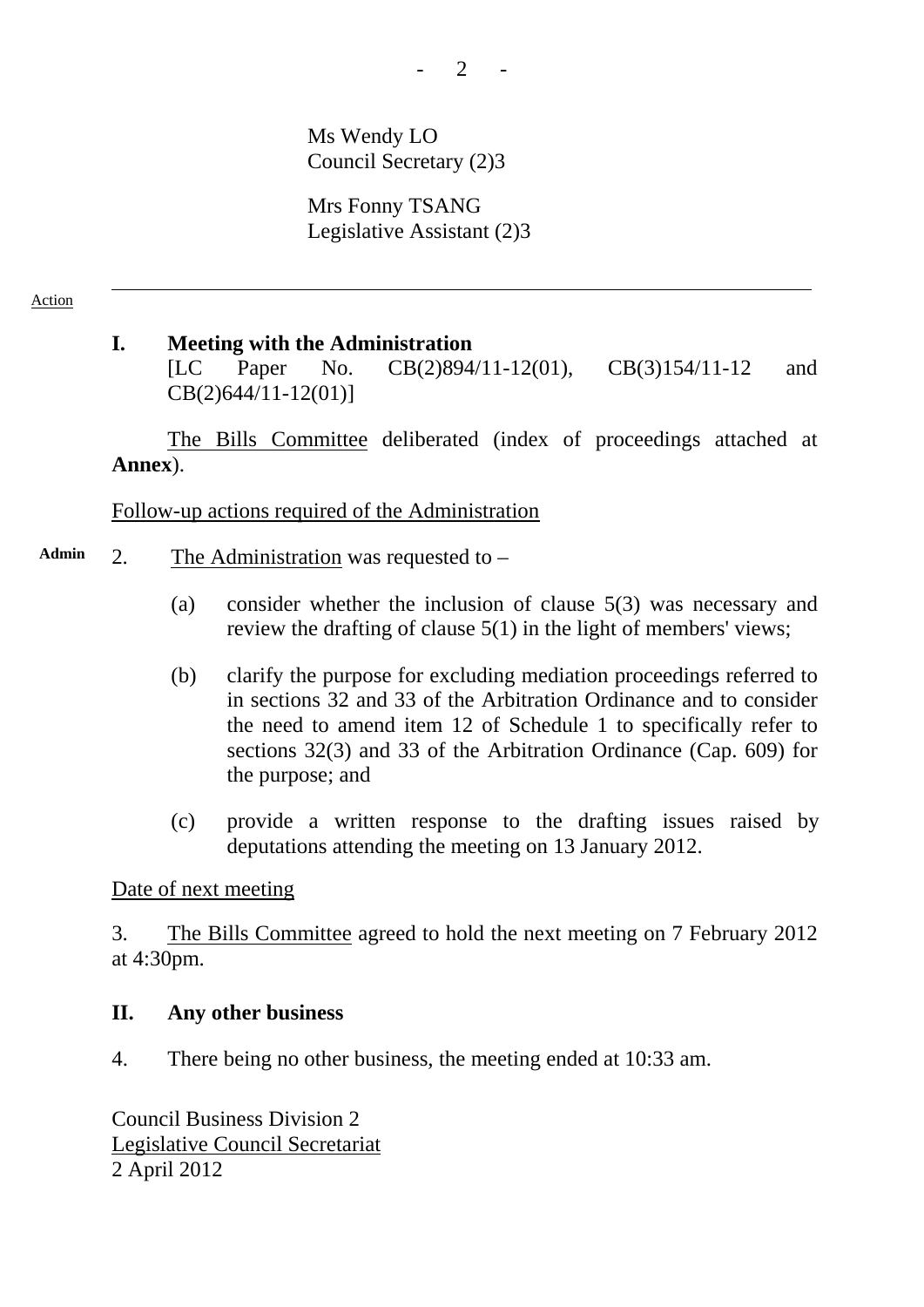Ms Wendy LO
Council Secretary (2)3

Mrs Fonny TSANG
Legislative Assistant (2)3

---

Action

## I. Meeting with the Administration

[LC Paper No. CB(2)894/11-12(01), CB(3)154/11-12 and CB(2)644/11-12(01)]

The Bills Committee deliberated (index of proceedings attached at **Annex**).

Follow-up actions required of the Administration

**Admin** 2. The Administration was requested to –

(a) consider whether the inclusion of clause 5(3) was necessary and review the drafting of clause 5(1) in the light of members' views;

(b) clarify the purpose for excluding mediation proceedings referred to in sections 32 and 33 of the Arbitration Ordinance and to consider the need to amend item 12 of Schedule 1 to specifically refer to sections 32(3) and 33 of the Arbitration Ordinance (Cap. 609) for the purpose; and

(c) provide a written response to the drafting issues raised by deputations attending the meeting on 13 January 2012.

Date of next meeting

3. The Bills Committee agreed to hold the next meeting on 7 February 2012 at 4:30pm.

## II. Any other business

4. There being no other business, the meeting ended at 10:33 am.

Council Business Division 2
Legislative Council Secretariat
2 April 2012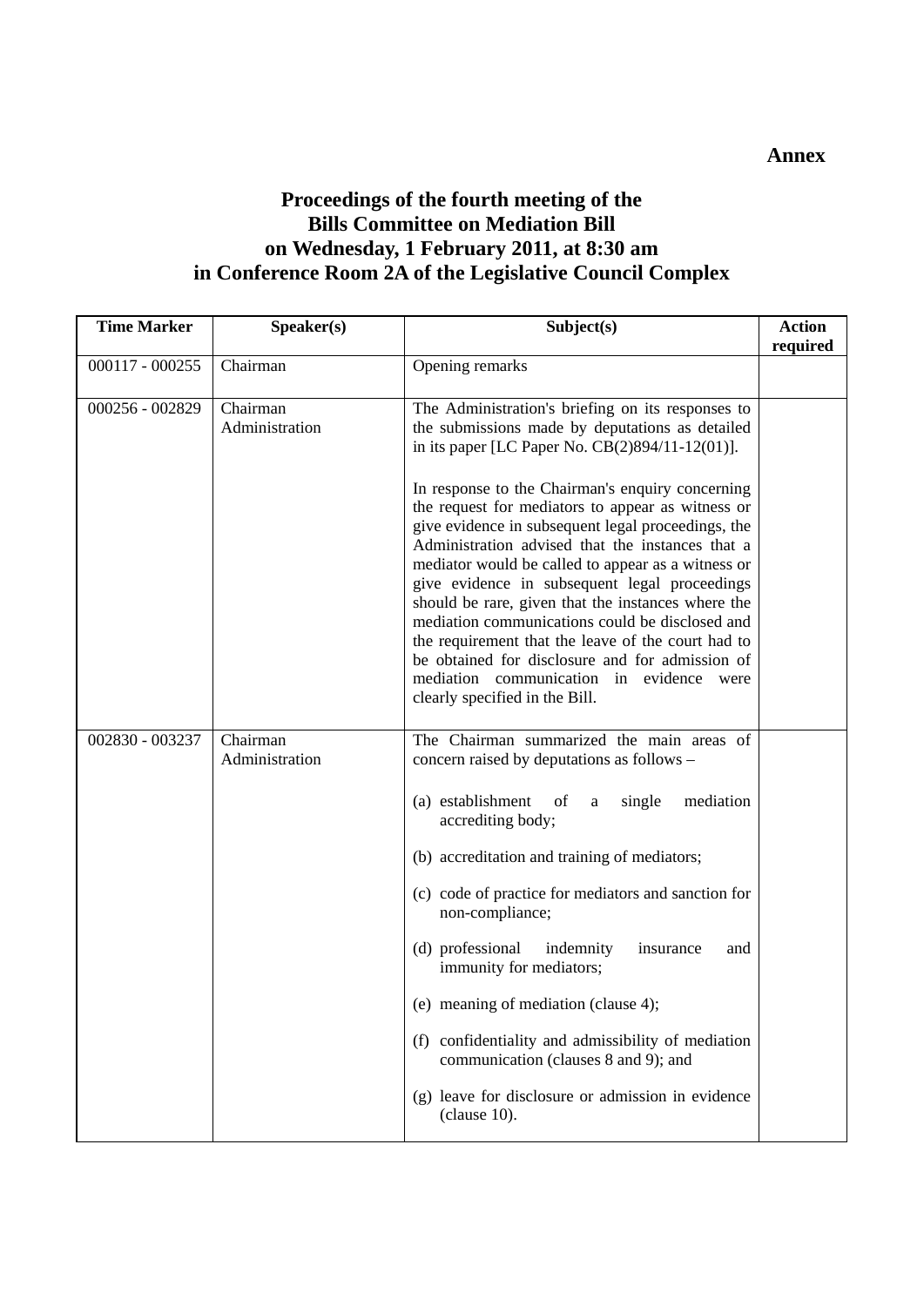**Annex**

# Proceedings of the fourth meeting of the Bills Committee on Mediation Bill on Wednesday, 1 February 2011, at 8:30 am in Conference Room 2A of the Legislative Council Complex

| Time Marker | Speaker(s) | Subject(s) | Action required |
|---|---|---|---|
| 000117 - 000255 | Chairman | Opening remarks | |
| 000256 - 002829 | Chairman<br>Administration | The Administration's briefing on its responses to the submissions made by deputations as detailed in its paper [LC Paper No. CB(2)894/11-12(01)].<br><br>In response to the Chairman's enquiry concerning the request for mediators to appear as witness or give evidence in subsequent legal proceedings, the Administration advised that the instances that a mediator would be called to appear as a witness or give evidence in subsequent legal proceedings should be rare, given that the instances where the mediation communications could be disclosed and the requirement that the leave of the court had to be obtained for disclosure and for admission of mediation communication in evidence were clearly specified in the Bill. | |
| 002830 - 003237 | Chairman<br>Administration | The Chairman summarized the main areas of concern raised by deputations as follows –<br><br>(a) establishment of a single mediation accrediting body;<br><br>(b) accreditation and training of mediators;<br><br>(c) code of practice for mediators and sanction for non-compliance;<br><br>(d) professional indemnity insurance and immunity for mediators;<br><br>(e) meaning of mediation (clause 4);<br><br>(f) confidentiality and admissibility of mediation communication (clauses 8 and 9); and<br><br>(g) leave for disclosure or admission in evidence (clause 10). | |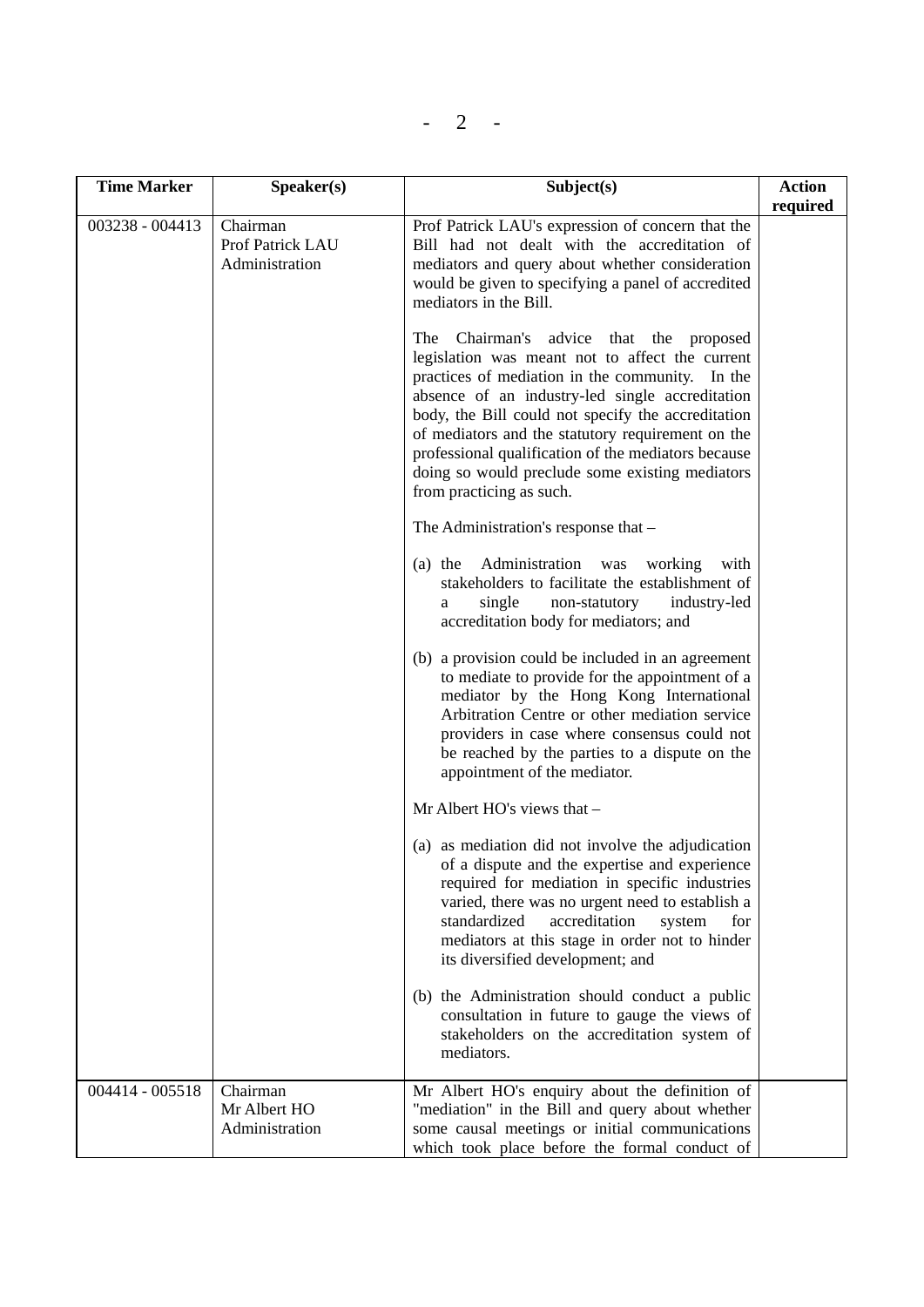| Time Marker | Speaker(s) | Subject(s) | Action required |
|---|---|---|---|
| 003238 - 004413 | Chairman<br>Prof Patrick LAU<br>Administration | Prof Patrick LAU's expression of concern that the Bill had not dealt with the accreditation of mediators and query about whether consideration would be given to specifying a panel of accredited mediators in the Bill.<br><br>The Chairman's advice that the proposed legislation was meant not to affect the current practices of mediation in the community. In the absence of an industry-led single accreditation body, the Bill could not specify the accreditation of mediators and the statutory requirement on the professional qualification of the mediators because doing so would preclude some existing mediators from practicing as such.<br><br>The Administration's response that –<br><br>(a) the Administration was working with stakeholders to facilitate the establishment of a single non-statutory industry-led accreditation body for mediators; and<br><br>(b) a provision could be included in an agreement to mediate to provide for the appointment of a mediator by the Hong Kong International Arbitration Centre or other mediation service providers in case where consensus could not be reached by the parties to a dispute on the appointment of the mediator.<br><br>Mr Albert HO's views that –<br><br>(a) as mediation did not involve the adjudication of a dispute and the expertise and experience required for mediation in specific industries varied, there was no urgent need to establish a standardized accreditation system for mediators at this stage in order not to hinder its diversified development; and<br><br>(b) the Administration should conduct a public consultation in future to gauge the views of stakeholders on the accreditation system of mediators. | |
| 004414 - 005518 | Chairman<br>Mr Albert HO<br>Administration | Mr Albert HO's enquiry about the definition of "mediation" in the Bill and query about whether some causal meetings or initial communications which took place before the formal conduct of | |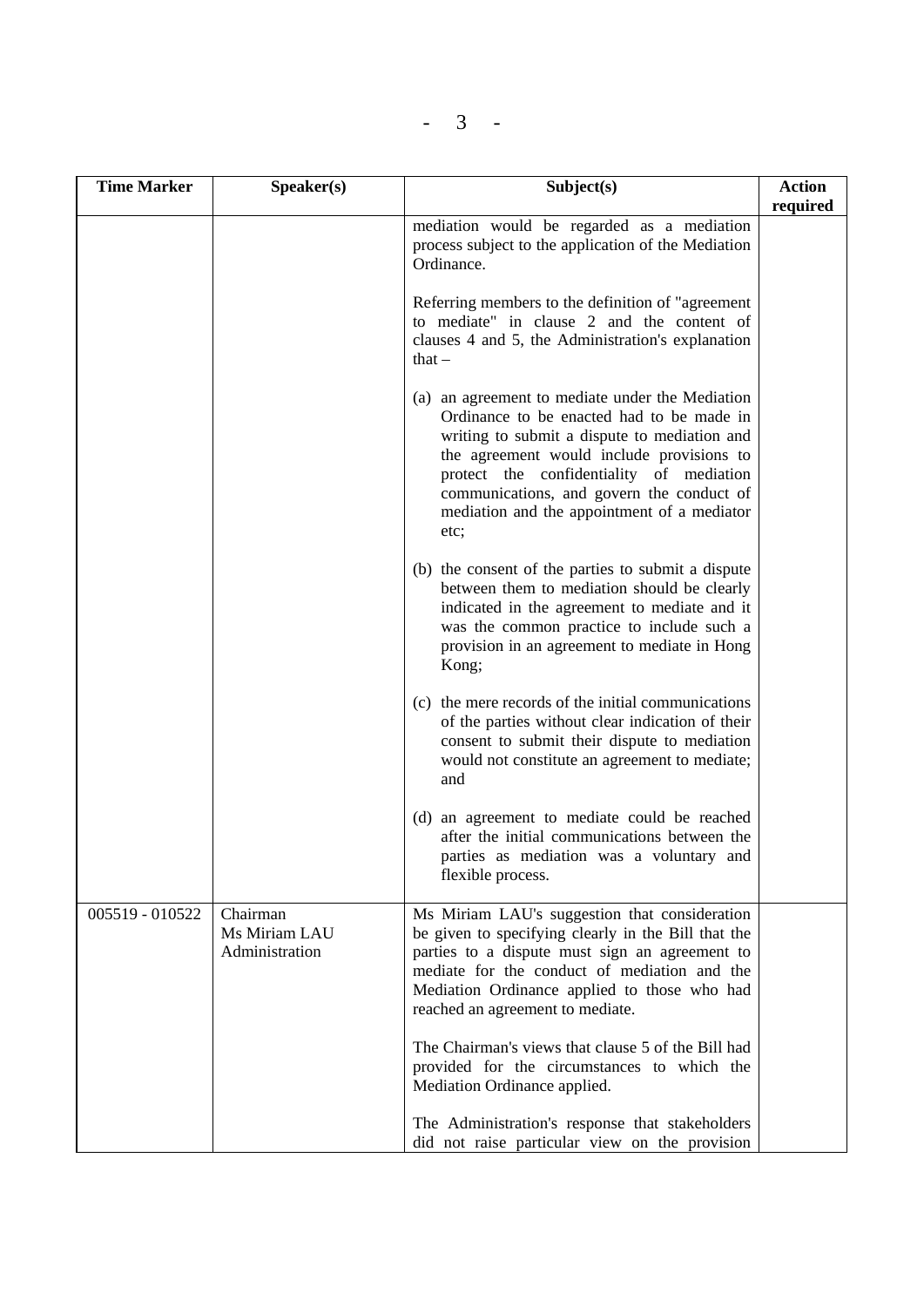| Time Marker | Speaker(s) | Subject(s) | Action required |
|---|---|---|---|
| | | mediation would be regarded as a mediation process subject to the application of the Mediation Ordinance.<br><br>Referring members to the definition of "agreement to mediate" in clause 2 and the content of clauses 4 and 5, the Administration's explanation that –<br><br>(a) an agreement to mediate under the Mediation Ordinance to be enacted had to be made in writing to submit a dispute to mediation and the agreement would include provisions to protect the confidentiality of mediation communications, and govern the conduct of mediation and the appointment of a mediator etc;<br><br>(b) the consent of the parties to submit a dispute between them to mediation should be clearly indicated in the agreement to mediate and it was the common practice to include such a provision in an agreement to mediate in Hong Kong;<br><br>(c) the mere records of the initial communications of the parties without clear indication of their consent to submit their dispute to mediation would not constitute an agreement to mediate; and<br><br>(d) an agreement to mediate could be reached after the initial communications between the parties as mediation was a voluntary and flexible process. | |
| 005519 - 010522 | Chairman<br>Ms Miriam LAU<br>Administration | Ms Miriam LAU's suggestion that consideration be given to specifying clearly in the Bill that the parties to a dispute must sign an agreement to mediate for the conduct of mediation and the Mediation Ordinance applied to those who had reached an agreement to mediate.<br><br>The Chairman's views that clause 5 of the Bill had provided for the circumstances to which the Mediation Ordinance applied.<br><br>The Administration's response that stakeholders did not raise particular view on the provision | |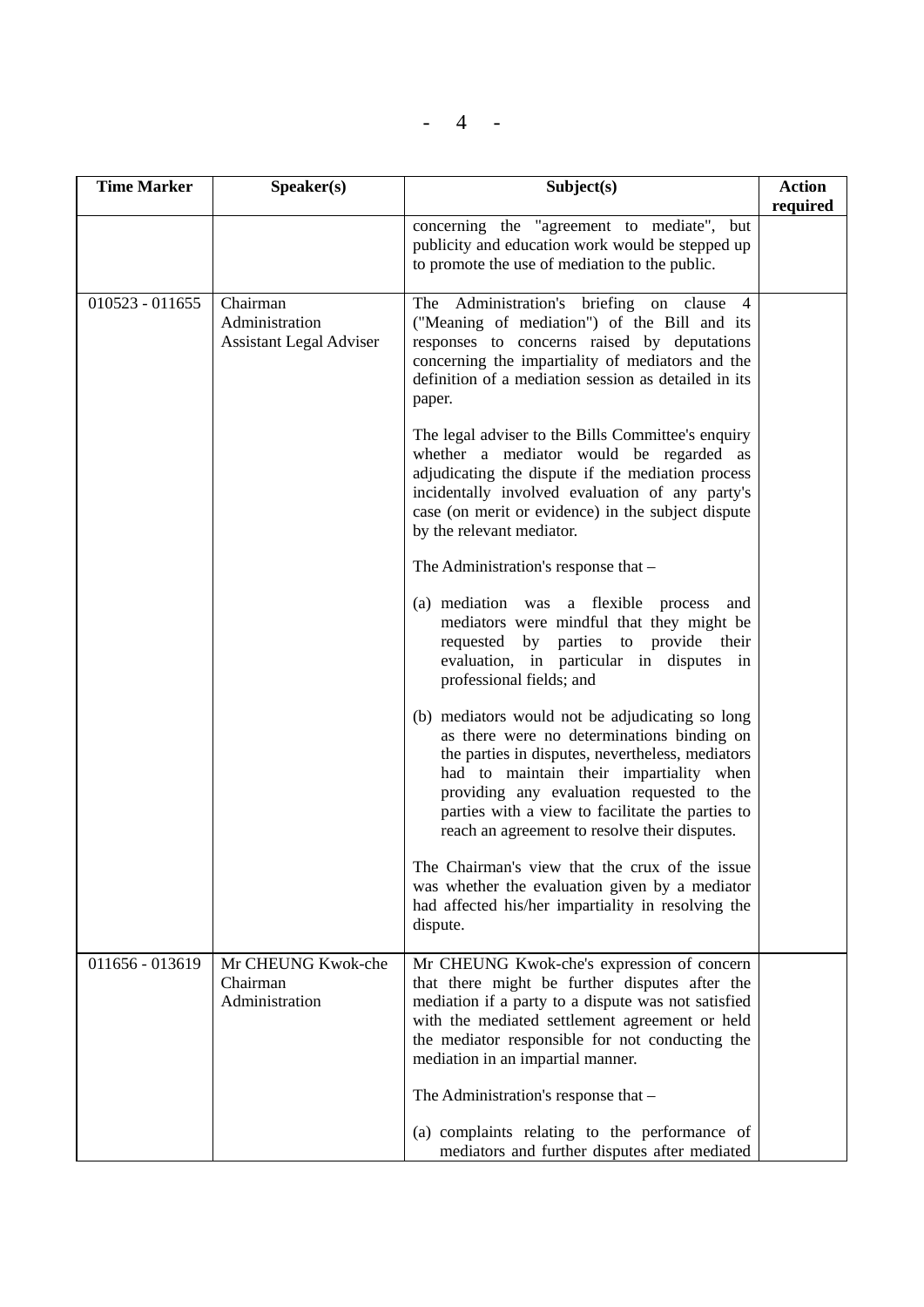| Time Marker | Speaker(s) | Subject(s) | Action required |
|---|---|---|---|
| | | concerning the "agreement to mediate", but publicity and education work would be stepped up to promote the use of mediation to the public. | |
| 010523 - 011655 | Chairman<br>Administration<br>Assistant Legal Adviser | The Administration's briefing on clause 4 ("Meaning of mediation") of the Bill and its responses to concerns raised by deputations concerning the impartiality of mediators and the definition of a mediation session as detailed in its paper.<br><br>The legal adviser to the Bills Committee's enquiry whether a mediator would be regarded as adjudicating the dispute if the mediation process incidentally involved evaluation of any party's case (on merit or evidence) in the subject dispute by the relevant mediator.<br><br>The Administration's response that –<br><br>(a) mediation was a flexible process and mediators were mindful that they might be requested by parties to provide their evaluation, in particular in disputes in professional fields; and<br><br>(b) mediators would not be adjudicating so long as there were no determinations binding on the parties in disputes, nevertheless, mediators had to maintain their impartiality when providing any evaluation requested to the parties with a view to facilitate the parties to reach an agreement to resolve their disputes.<br><br>The Chairman's view that the crux of the issue was whether the evaluation given by a mediator had affected his/her impartiality in resolving the dispute. | |
| 011656 - 013619 | Mr CHEUNG Kwok-che<br>Chairman<br>Administration | Mr CHEUNG Kwok-che's expression of concern that there might be further disputes after the mediation if a party to a dispute was not satisfied with the mediated settlement agreement or held the mediator responsible for not conducting the mediation in an impartial manner.<br><br>The Administration's response that –<br><br>(a) complaints relating to the performance of mediators and further disputes after mediated | |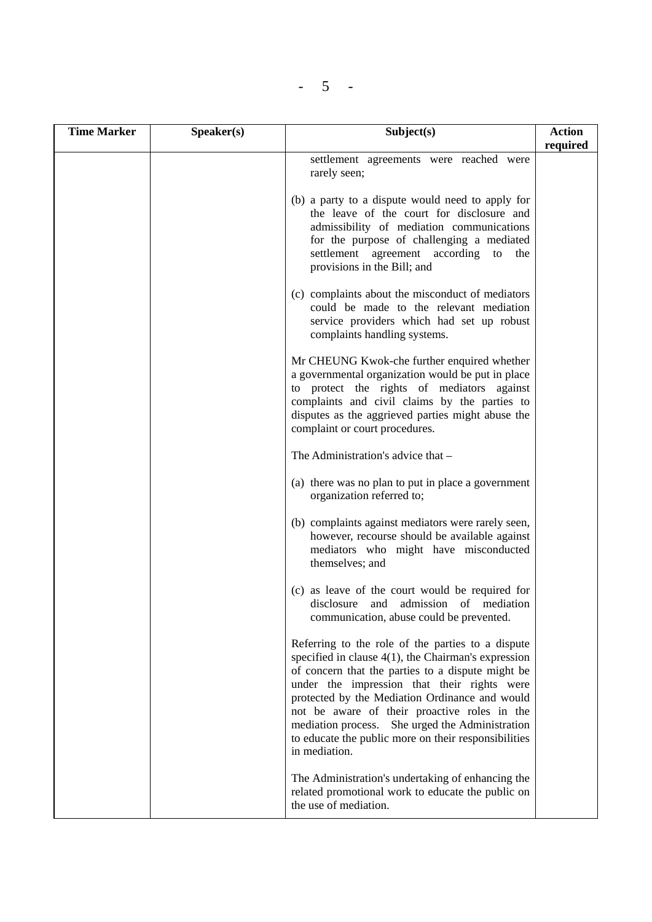| Time Marker | Speaker(s) | Subject(s) | Action required |
|---|---|---|---|
| | | settlement agreements were reached were rarely seen;<br><br>(b) a party to a dispute would need to apply for the leave of the court for disclosure and admissibility of mediation communications for the purpose of challenging a mediated settlement agreement according to the provisions in the Bill; and<br><br>(c) complaints about the misconduct of mediators could be made to the relevant mediation service providers which had set up robust complaints handling systems.<br><br>Mr CHEUNG Kwok-che further enquired whether a governmental organization would be put in place to protect the rights of mediators against complaints and civil claims by the parties to disputes as the aggrieved parties might abuse the complaint or court procedures.<br><br>The Administration's advice that –<br><br>(a) there was no plan to put in place a government organization referred to;<br><br>(b) complaints against mediators were rarely seen, however, recourse should be available against mediators who might have misconducted themselves; and<br><br>(c) as leave of the court would be required for disclosure and admission of mediation communication, abuse could be prevented.<br><br>Referring to the role of the parties to a dispute specified in clause 4(1), the Chairman's expression of concern that the parties to a dispute might be under the impression that their rights were protected by the Mediation Ordinance and would not be aware of their proactive roles in the mediation process. She urged the Administration to educate the public more on their responsibilities in mediation.<br><br>The Administration's undertaking of enhancing the related promotional work to educate the public on the use of mediation. | |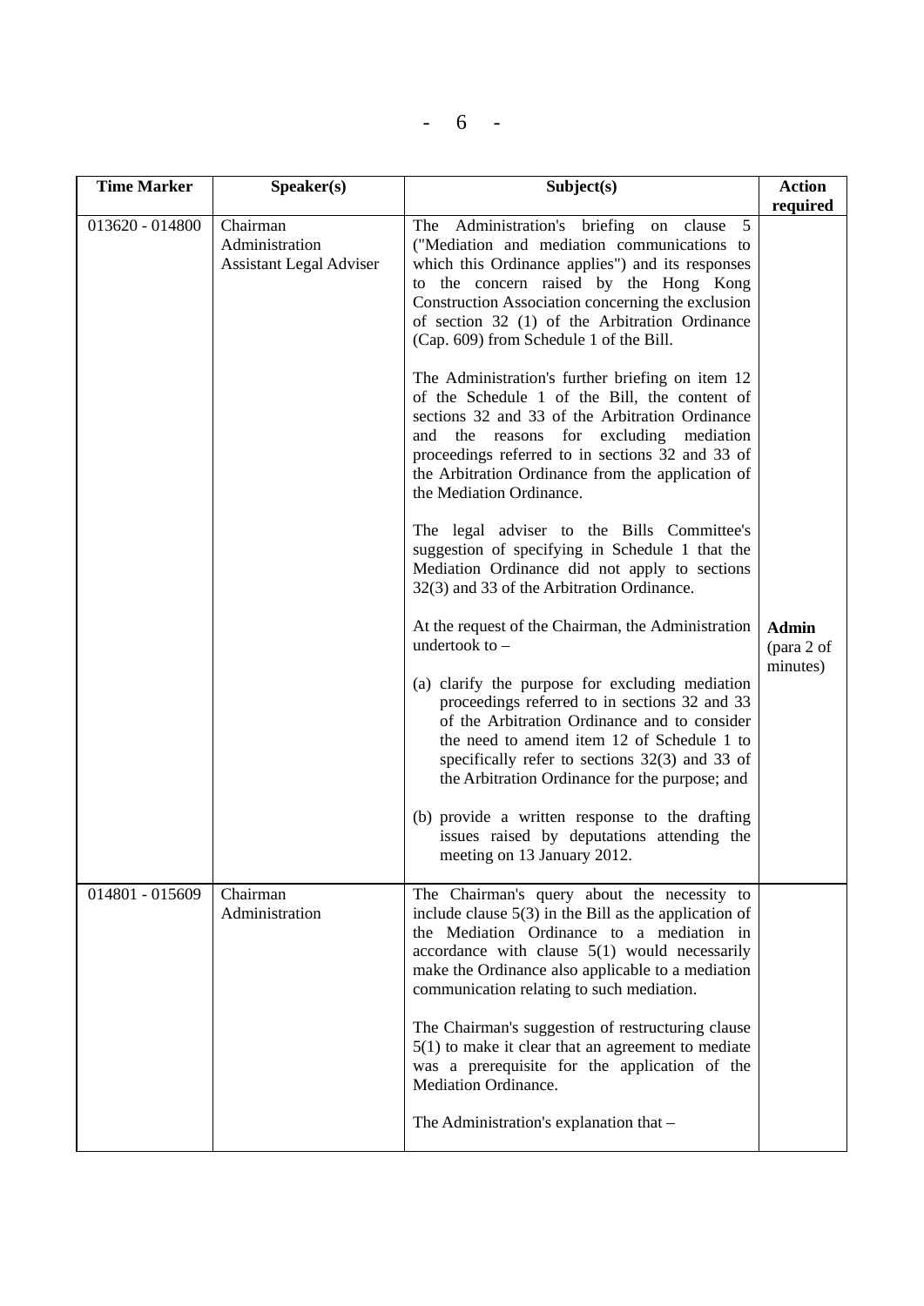| Time Marker | Speaker(s) | Subject(s) | Action required |
|---|---|---|---|
| 013620 - 014800 | Chairman<br>Administration<br>Assistant Legal Adviser | The Administration's briefing on clause 5 ("Mediation and mediation communications to which this Ordinance applies") and its responses to the concern raised by the Hong Kong Construction Association concerning the exclusion of section 32 (1) of the Arbitration Ordinance (Cap. 609) from Schedule 1 of the Bill.<br><br>The Administration's further briefing on item 12 of the Schedule 1 of the Bill, the content of sections 32 and 33 of the Arbitration Ordinance and the reasons for excluding mediation proceedings referred to in sections 32 and 33 of the Arbitration Ordinance from the application of the Mediation Ordinance.<br><br>The legal adviser to the Bills Committee's suggestion of specifying in Schedule 1 that the Mediation Ordinance did not apply to sections 32(3) and 33 of the Arbitration Ordinance.<br><br>At the request of the Chairman, the Administration undertook to –<br><br>(a) clarify the purpose for excluding mediation proceedings referred to in sections 32 and 33 of the Arbitration Ordinance and to consider the need to amend item 12 of Schedule 1 to specifically refer to sections 32(3) and 33 of the Arbitration Ordinance for the purpose; and<br><br>(b) provide a written response to the drafting issues raised by deputations attending the meeting on 13 January 2012. | **Admin** (para 2 of minutes) |
| 014801 - 015609 | Chairman<br>Administration | The Chairman's query about the necessity to include clause 5(3) in the Bill as the application of the Mediation Ordinance to a mediation in accordance with clause 5(1) would necessarily make the Ordinance also applicable to a mediation communication relating to such mediation.<br><br>The Chairman's suggestion of restructuring clause 5(1) to make it clear that an agreement to mediate was a prerequisite for the application of the Mediation Ordinance.<br><br>The Administration's explanation that – | |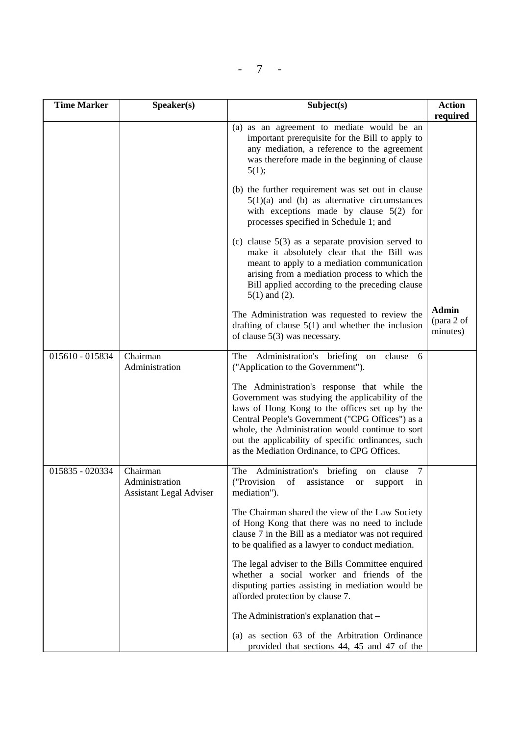| Time Marker | Speaker(s) | Subject(s) | Action required |
|---|---|---|---|
| | | (a) as an agreement to mediate would be an important prerequisite for the Bill to apply to any mediation, a reference to the agreement was therefore made in the beginning of clause 5(1);<br><br>(b) the further requirement was set out in clause 5(1)(a) and (b) as alternative circumstances with exceptions made by clause 5(2) for processes specified in Schedule 1; and<br><br>(c) clause 5(3) as a separate provision served to make it absolutely clear that the Bill was meant to apply to a mediation communication arising from a mediation process to which the Bill applied according to the preceding clause 5(1) and (2).<br><br>The Administration was requested to review the drafting of clause 5(1) and whether the inclusion of clause 5(3) was necessary. | <br><br><br><br><br><br><br><br><br><br><br><br><br><br><br><br>**Admin** (para 2 of minutes) |
| 015610 - 015834 | Chairman<br>Administration | The Administration's briefing on clause 6 ("Application to the Government").<br><br>The Administration's response that while the Government was studying the applicability of the laws of Hong Kong to the offices set up by the Central People's Government ("CPG Offices") as a whole, the Administration would continue to sort out the applicability of specific ordinances, such as the Mediation Ordinance, to CPG Offices. | |
| 015835 - 020334 | Chairman<br>Administration<br>Assistant Legal Adviser | The Administration's briefing on clause 7 ("Provision of assistance or support in mediation").<br><br>The Chairman shared the view of the Law Society of Hong Kong that there was no need to include clause 7 in the Bill as a mediator was not required to be qualified as a lawyer to conduct mediation.<br><br>The legal adviser to the Bills Committee enquired whether a social worker and friends of the disputing parties assisting in mediation would be afforded protection by clause 7.<br><br>The Administration's explanation that –<br><br>(a) as section 63 of the Arbitration Ordinance provided that sections 44, 45 and 47 of the | |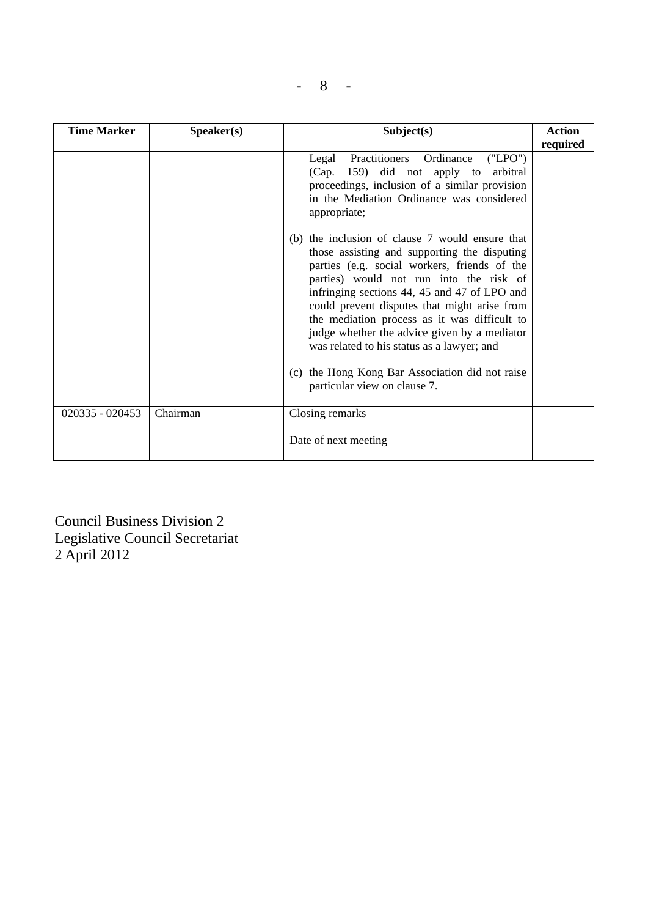| Time Marker | Speaker(s) | Subject(s) | Action required |
|---|---|---|---|
| | | Legal Practitioners Ordinance ("LPO") (Cap. 159) did not apply to arbitral proceedings, inclusion of a similar provision in the Mediation Ordinance was considered appropriate;<br><br>(b) the inclusion of clause 7 would ensure that those assisting and supporting the disputing parties (e.g. social workers, friends of the parties) would not run into the risk of infringing sections 44, 45 and 47 of LPO and could prevent disputes that might arise from the mediation process as it was difficult to judge whether the advice given by a mediator was related to his status as a lawyer; and<br><br>(c) the Hong Kong Bar Association did not raise particular view on clause 7. | |
| 020335 - 020453 | Chairman | Closing remarks<br><br>Date of next meeting | |

Council Business Division 2
Legislative Council Secretariat
2 April 2012